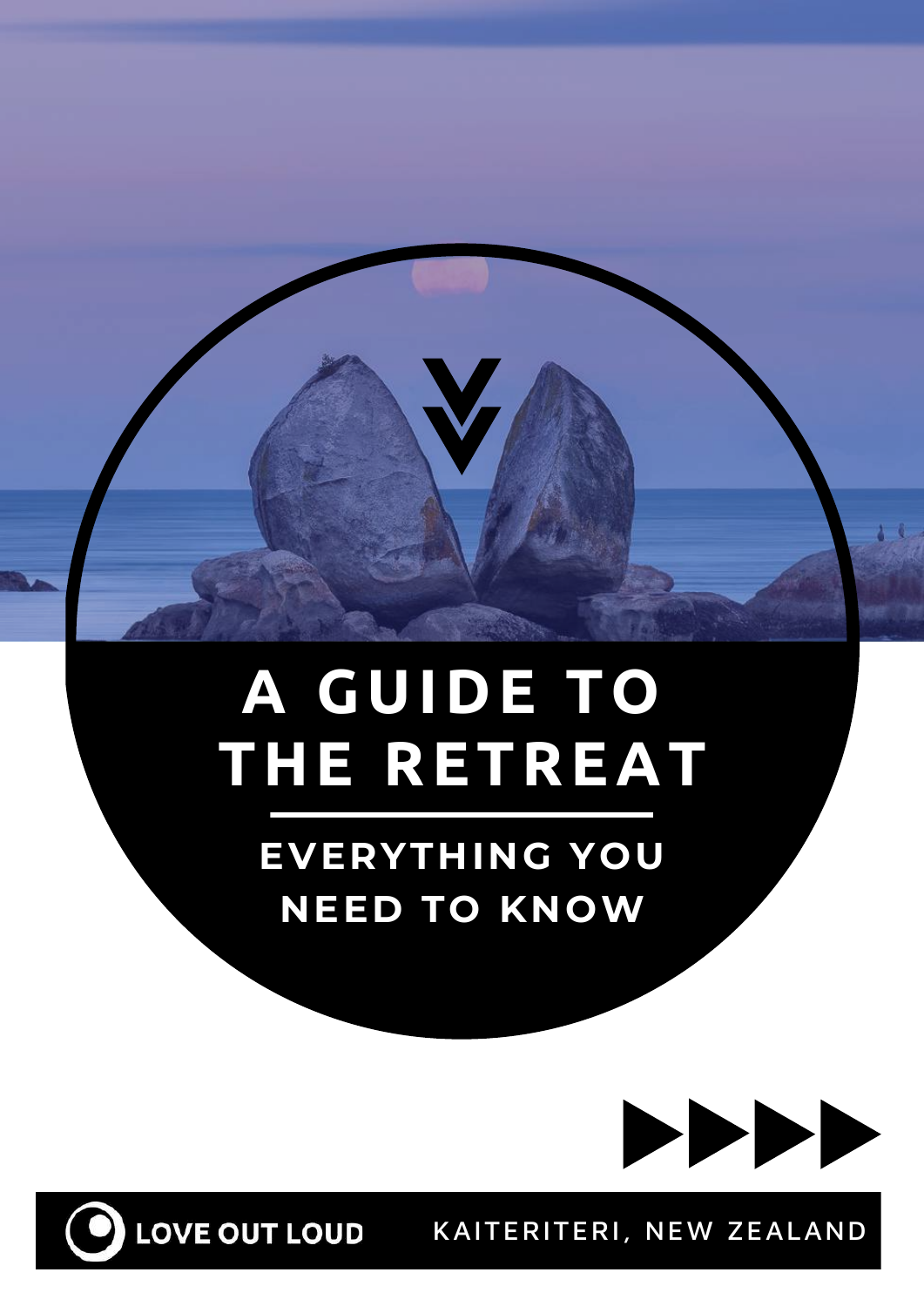# A GUIDE TO THE RETREAT

## EVERYTHING YOU NEED TO KNOW

LOVE OUT LOUD

KAITERITERI, NEW ZEALAND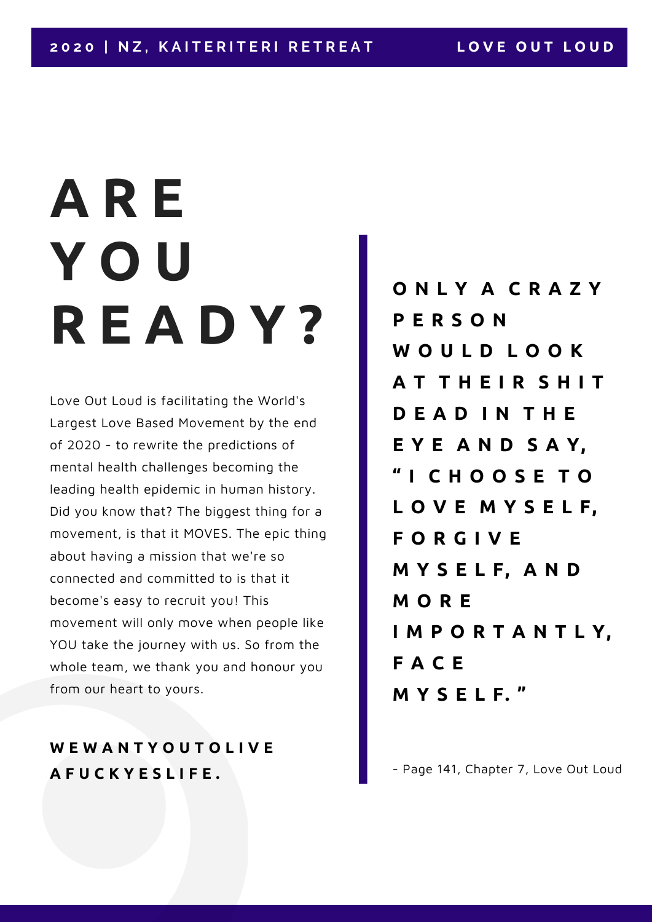# ARE YOU READY?

Love Out Loud is facilitating the World's Largest Love Based Movement by the end of 2020 - to rewrite the predictions of mental health challenges becoming the leading health epidemic in human history. Did you know that? The biggest thing for a movement, is that it MOVES. The epic thing about having a mission that we're so connected and committed to is that it become's easy to recruit you! This movement will only move when people like YOU take the journey with us. So from the whole team, we thank you and honour you from our heart to yours.

**WEWANTYOUTOLIVE AFUCKYESLIFE.**

**ONLY A CRAZY PERSON WOULD LOOK AT THEIR SHIT DEAD IN THE EYE AND SAY, "I CHOOSE TO LOVE MYSELF, FORGIVE MYSELF, AND MORE IMPORTANTLY, FACE MYSELF."**

- Page 141, Chapter 7, Love Out Loud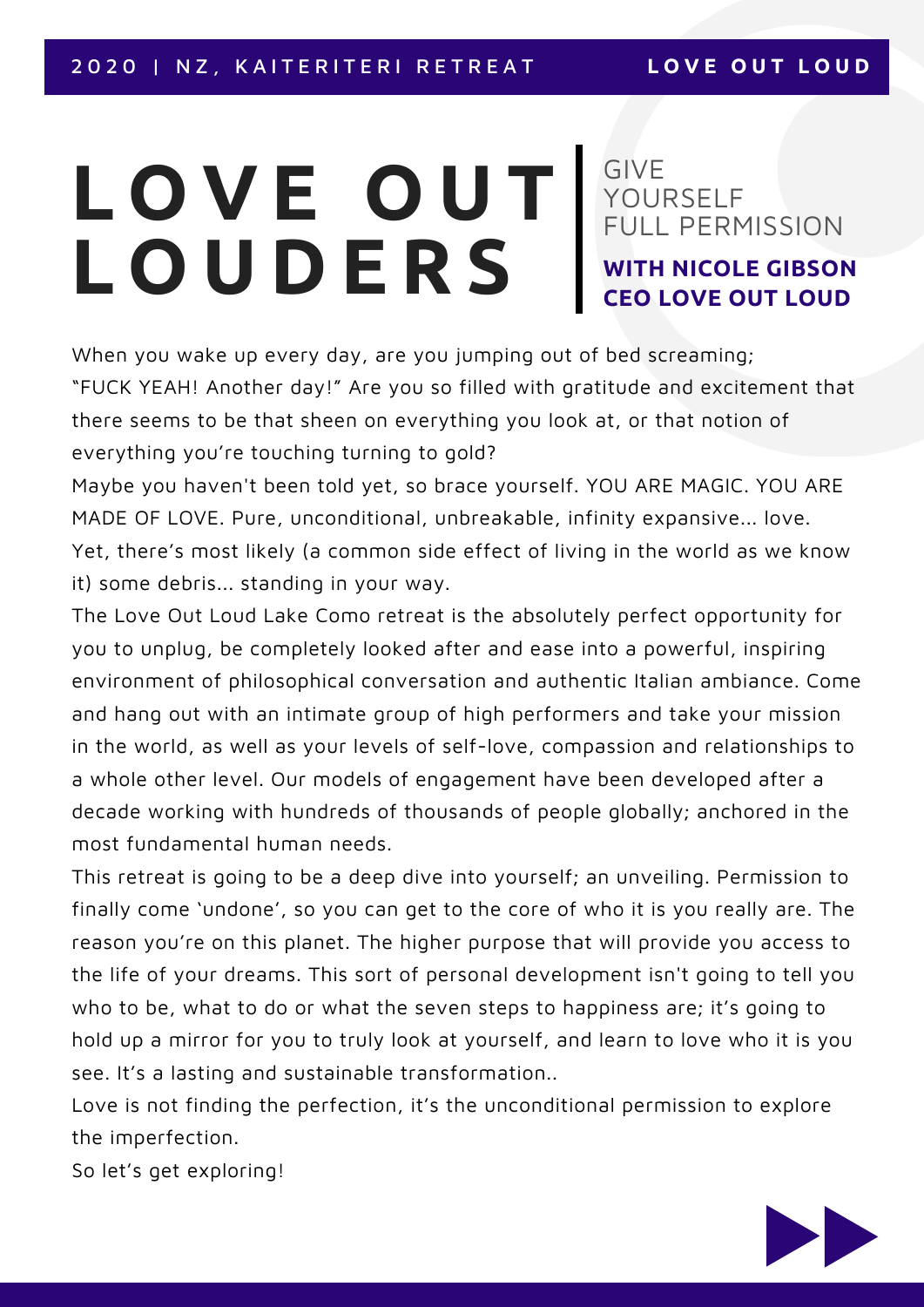# LOVE OUT LOUDERS

GIVE YOURSELF FULL PERMISSION

**WITH NICOLE GIBSON**
**CEO LOVE OUT LOUD**

When you wake up every day, are you jumping out of bed screaming; "FUCK YEAH! Another day!" Are you so filled with gratitude and excitement that there seems to be that sheen on everything you look at, or that notion of everything you're touching turning to gold?

Maybe you haven't been told yet, so brace yourself. YOU ARE MAGIC. YOU ARE MADE OF LOVE. Pure, unconditional, unbreakable, infinity expansive... love. Yet, there's most likely (a common side effect of living in the world as we know it) some debris... standing in your way.

The Love Out Loud Lake Como retreat is the absolutely perfect opportunity for you to unplug, be completely looked after and ease into a powerful, inspiring environment of philosophical conversation and authentic Italian ambiance. Come and hang out with an intimate group of high performers and take your mission in the world, as well as your levels of self-love, compassion and relationships to a whole other level. Our models of engagement have been developed after a decade working with hundreds of thousands of people globally; anchored in the most fundamental human needs.

This retreat is going to be a deep dive into yourself; an unveiling. Permission to finally come 'undone', so you can get to the core of who it is you really are. The reason you're on this planet. The higher purpose that will provide you access to the life of your dreams. This sort of personal development isn't going to tell you who to be, what to do or what the seven steps to happiness are; it's going to hold up a mirror for you to truly look at yourself, and learn to love who it is you see. It's a lasting and sustainable transformation..

Love is not finding the perfection, it's the unconditional permission to explore the imperfection.

So let's get exploring!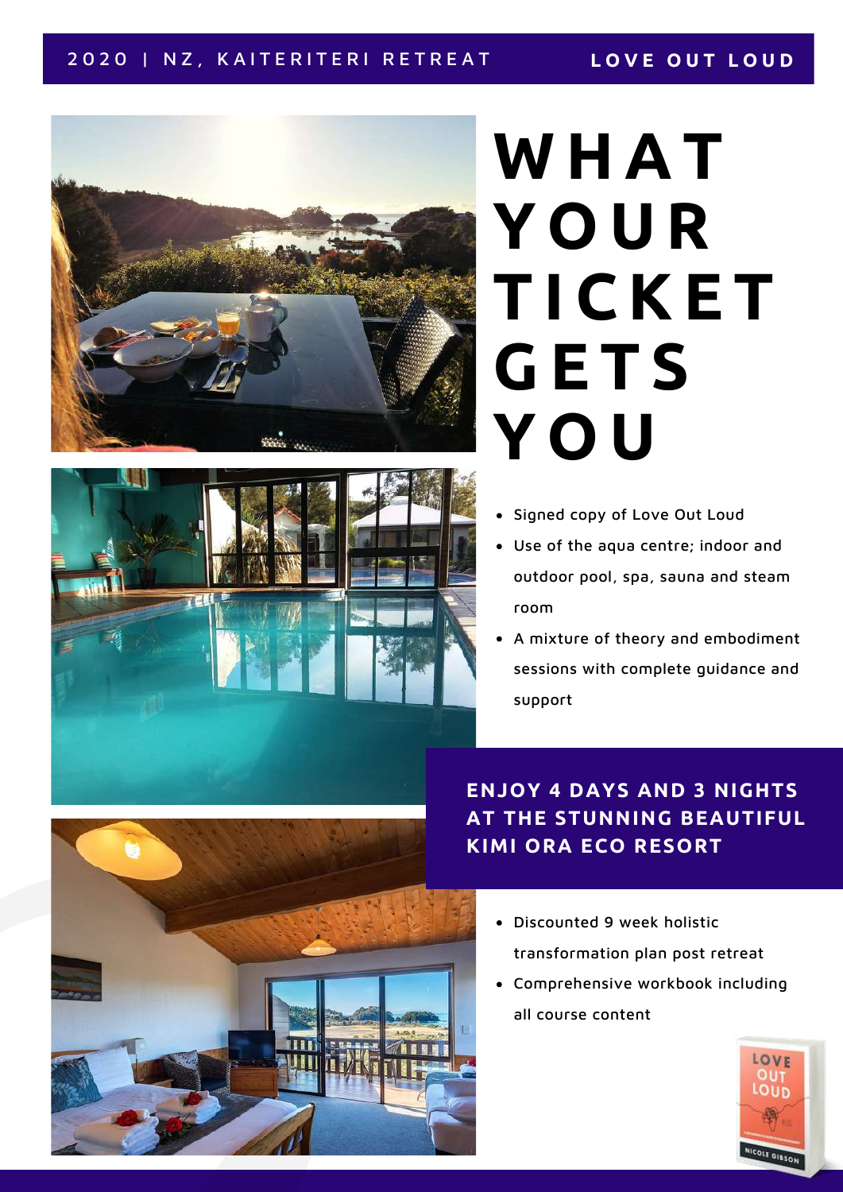2020 | NZ, KAITERITERI RETREAT

**LOVE OUT LOUD**

# WHAT YOUR TICKET GETS YOU

- Signed copy of Love Out Loud
- Use of the aqua centre; indoor and outdoor pool, spa, sauna and steam room
- A mixture of theory and embodiment sessions with complete guidance and support

**ENJOY 4 DAYS AND 3 NIGHTS AT THE STUNNING BEAUTIFUL KIMI ORA ECO RESORT**

- Discounted 9 week holistic transformation plan post retreat
- Comprehensive workbook including all course content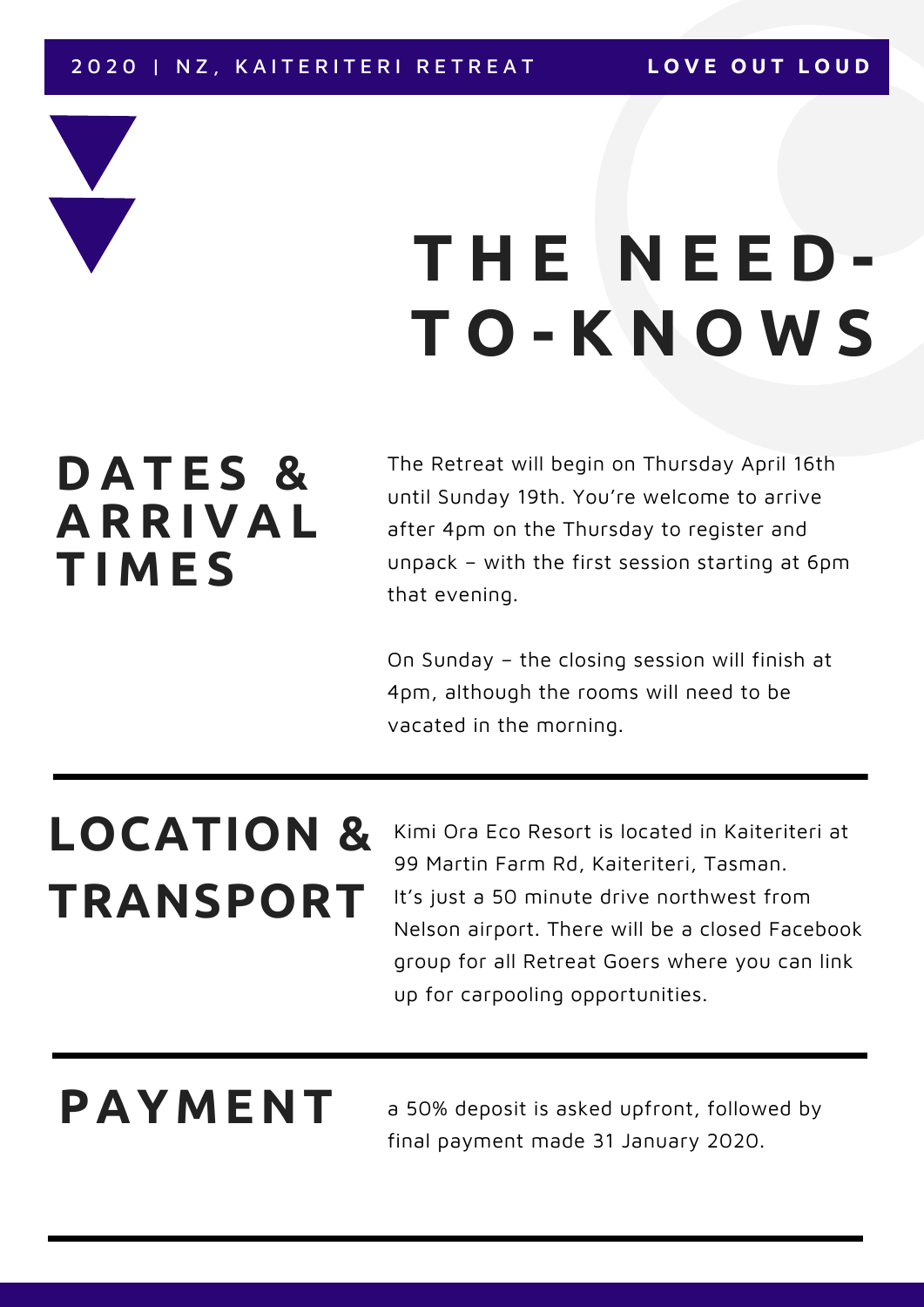2020 | NZ, KAITERITERI RETREAT

**LOVE OUT LOUD**

# THE NEED-TO-KNOWS

## DATES & ARRIVAL TIMES

The Retreat will begin on Thursday April 16th until Sunday 19th. You're welcome to arrive after 4pm on the Thursday to register and unpack – with the first session starting at 6pm that evening.

On Sunday – the closing session will finish at 4pm, although the rooms will need to be vacated in the morning.

---

## LOCATION & TRANSPORT

Kimi Ora Eco Resort is located in Kaiteriteri at 99 Martin Farm Rd, Kaiteriteri, Tasman. It's just a 50 minute drive northwest from Nelson airport. There will be a closed Facebook group for all Retreat Goers where you can link up for carpooling opportunities.

---

## PAYMENT

a 50% deposit is asked upfront, followed by final payment made 31 January 2020.

---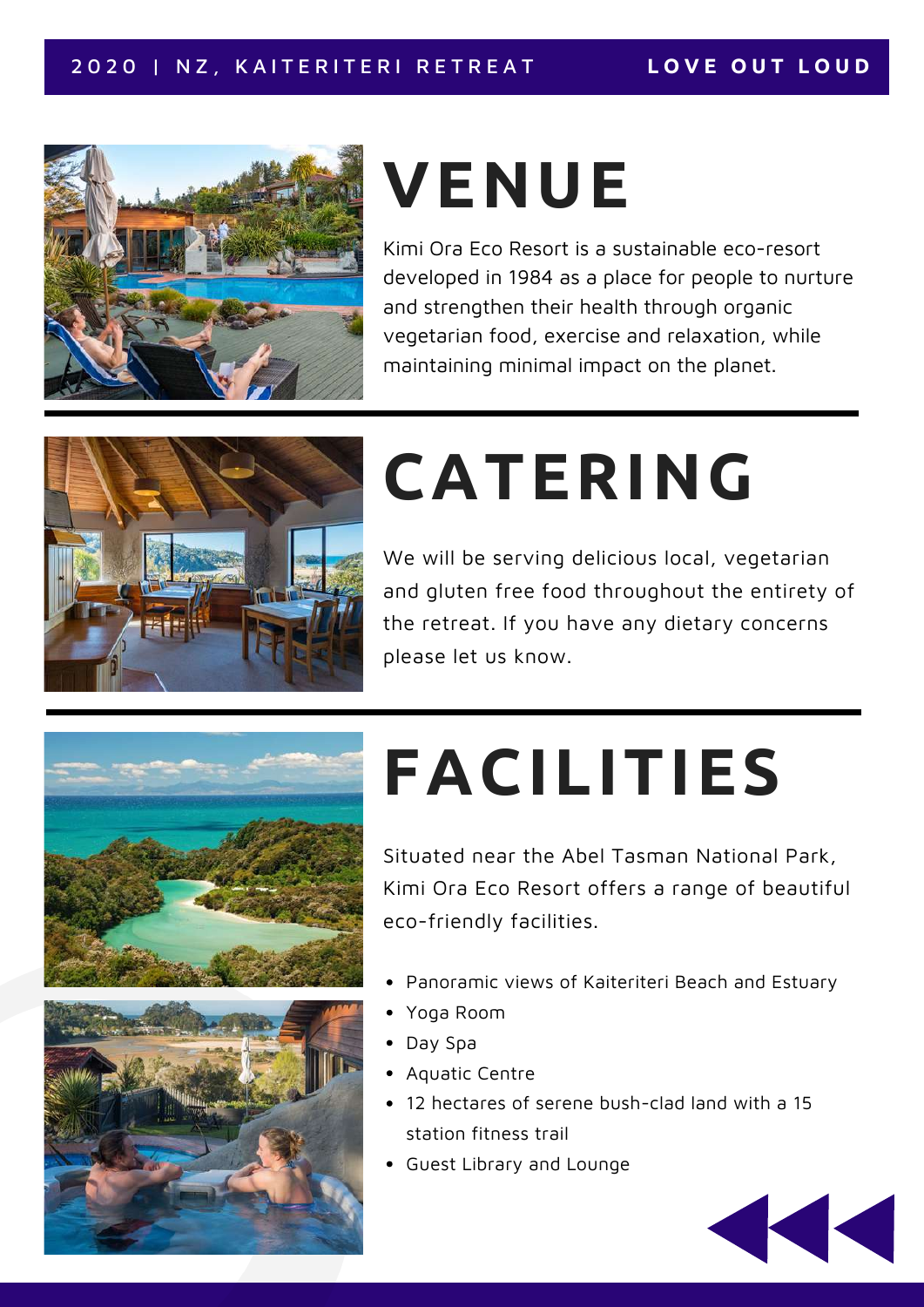# VENUE

Kimi Ora Eco Resort is a sustainable eco-resort developed in 1984 as a place for people to nurture and strengthen their health through organic vegetarian food, exercise and relaxation, while maintaining minimal impact on the planet.

# CATERING

We will be serving delicious local, vegetarian and gluten free food throughout the entirety of the retreat. If you have any dietary concerns please let us know.

# FACILITIES

Situated near the Abel Tasman National Park, Kimi Ora Eco Resort offers a range of beautiful eco-friendly facilities.

- Panoramic views of Kaiteriteri Beach and Estuary
- Yoga Room
- Day Spa
- Aquatic Centre
- 12 hectares of serene bush-clad land with a 15 station fitness trail
- Guest Library and Lounge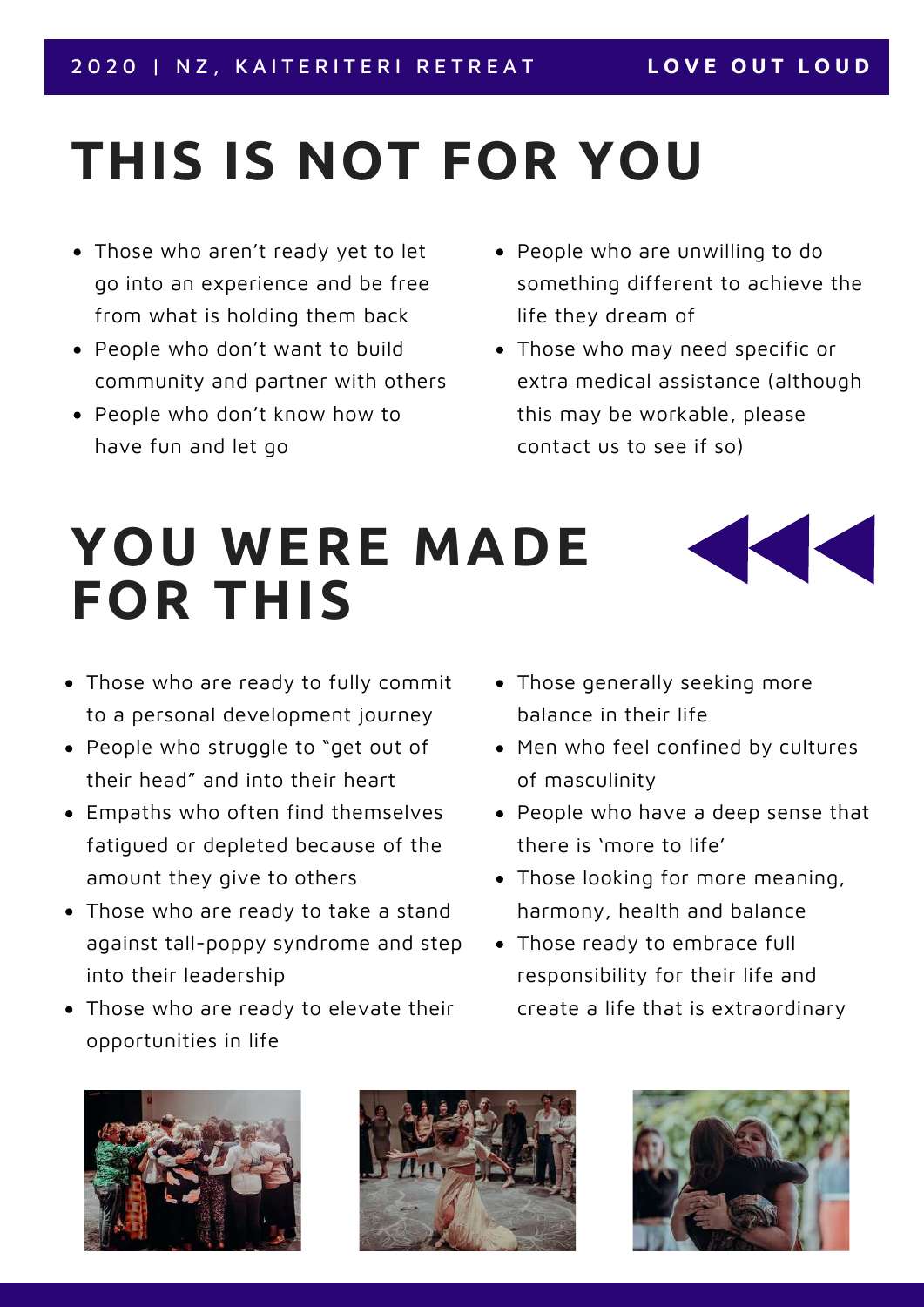# THIS IS NOT FOR YOU

- Those who aren't ready yet to let go into an experience and be free from what is holding them back
- People who don't want to build community and partner with others
- People who don't know how to have fun and let go
- People who are unwilling to do something different to achieve the life they dream of
- Those who may need specific or extra medical assistance (although this may be workable, please contact us to see if so)

# YOU WERE MADE FOR THIS

- Those who are ready to fully commit to a personal development journey
- People who struggle to "get out of their head" and into their heart
- Empaths who often find themselves fatigued or depleted because of the amount they give to others
- Those who are ready to take a stand against tall-poppy syndrome and step into their leadership
- Those who are ready to elevate their opportunities in life
- Those generally seeking more balance in their life
- Men who feel confined by cultures of masculinity
- People who have a deep sense that there is 'more to life'
- Those looking for more meaning, harmony, health and balance
- Those ready to embrace full responsibility for their life and create a life that is extraordinary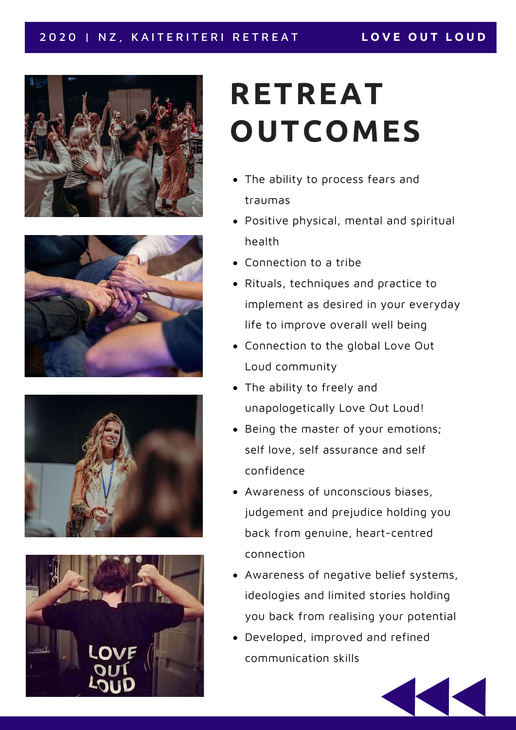# RETREAT OUTCOMES

- The ability to process fears and traumas
- Positive physical, mental and spiritual health
- Connection to a tribe
- Rituals, techniques and practice to implement as desired in your everyday life to improve overall well being
- Connection to the global Love Out Loud community
- The ability to freely and unapologetically Love Out Loud!
- Being the master of your emotions; self love, self assurance and self confidence
- Awareness of unconscious biases, judgement and prejudice holding you back from genuine, heart-centred connection
- Awareness of negative belief systems, ideologies and limited stories holding you back from realising your potential
- Developed, improved and refined communication skills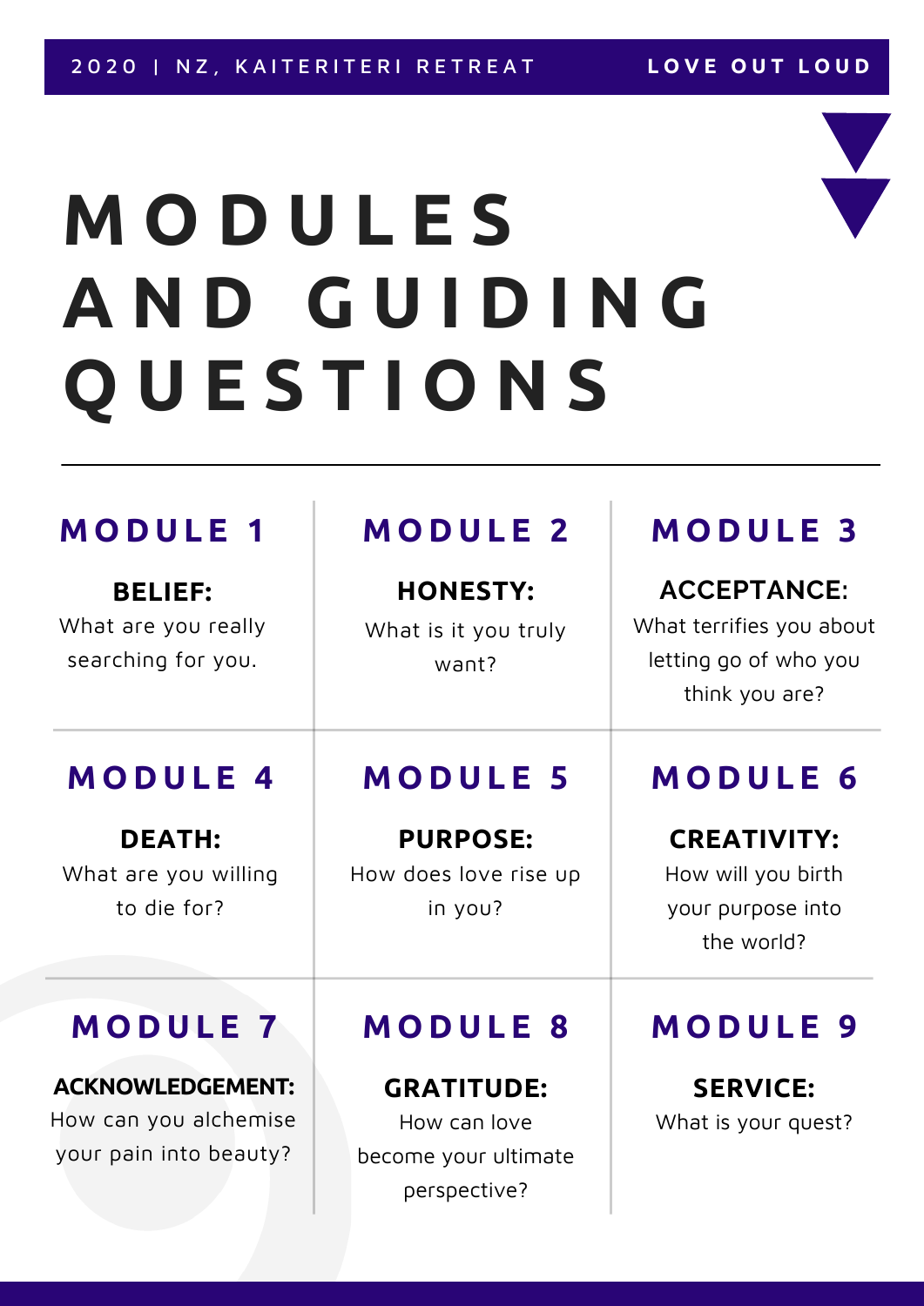2020 | NZ, KAITERIKI RETREAT — LOVE OUT LOUD

# MODULES AND GUIDING QUESTIONS

## MODULE 1

**BELIEF:**
What are you really searching for you.

## MODULE 2

**HONESTY:**
What is it you truly want?

## MODULE 3

**ACCEPTANCE:**
What terrifies you about letting go of who you think you are?

## MODULE 4

**DEATH:**
What are you willing to die for?

## MODULE 5

**PURPOSE:**
How does love rise up in you?

## MODULE 6

**CREATIVITY:**
How will you birth your purpose into the world?

## MODULE 7

**ACKNOWLEDGEMENT:**
How can you alchemise your pain into beauty?

## MODULE 8

**GRATITUDE:**
How can love become your ultimate perspective?

## MODULE 9

**SERVICE:**
What is your quest?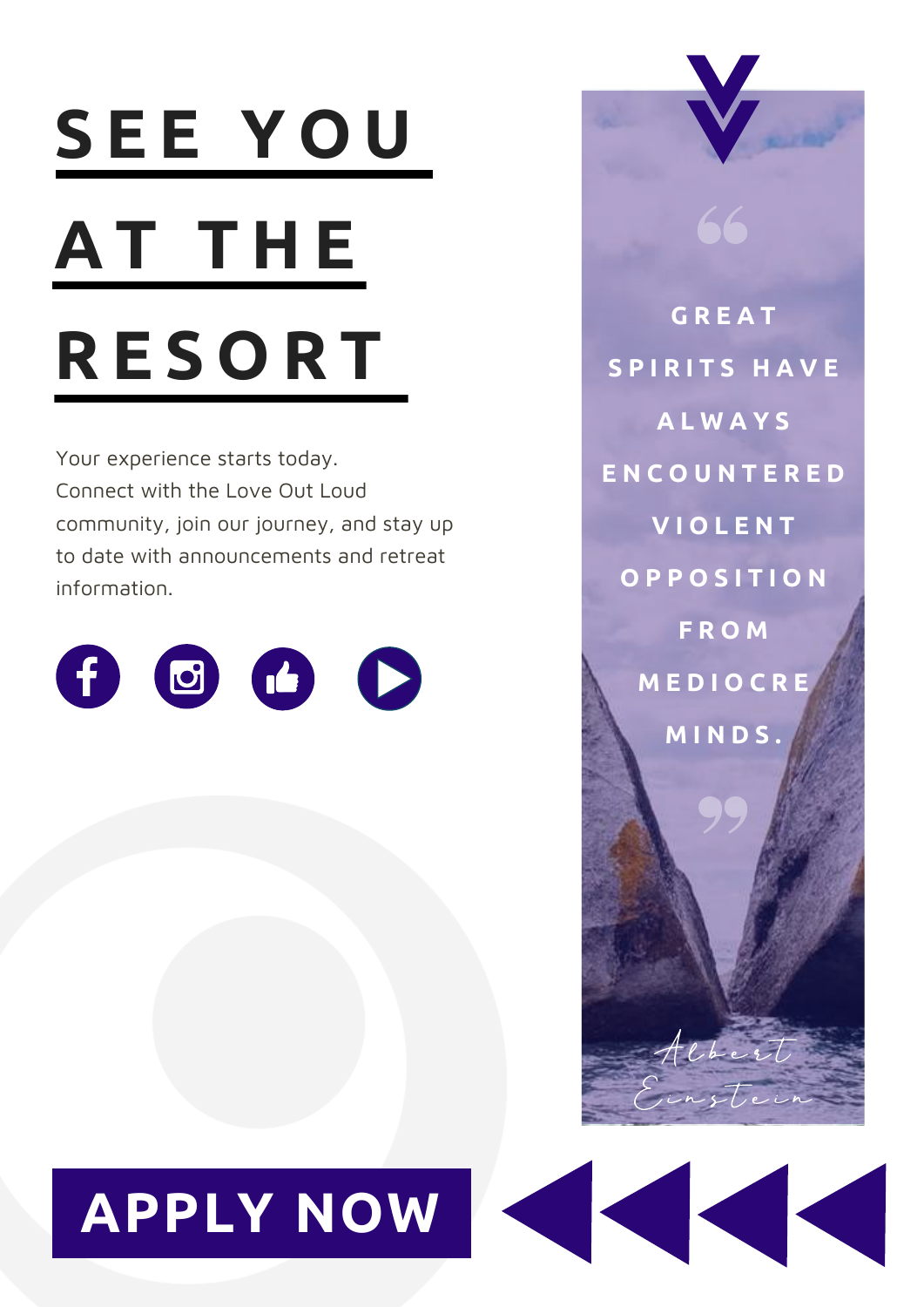# SEE YOU AT THE RESORT

Your experience starts today. Connect with the Love Out Loud community, join our journey, and stay up to date with announcements and retreat information.

> GREAT SPIRITS HAVE ALWAYS ENCOUNTERED VIOLENT OPPOSITION FROM MEDIOCRE MINDS.
>
> *Albert Einstein*

**APPLY NOW**